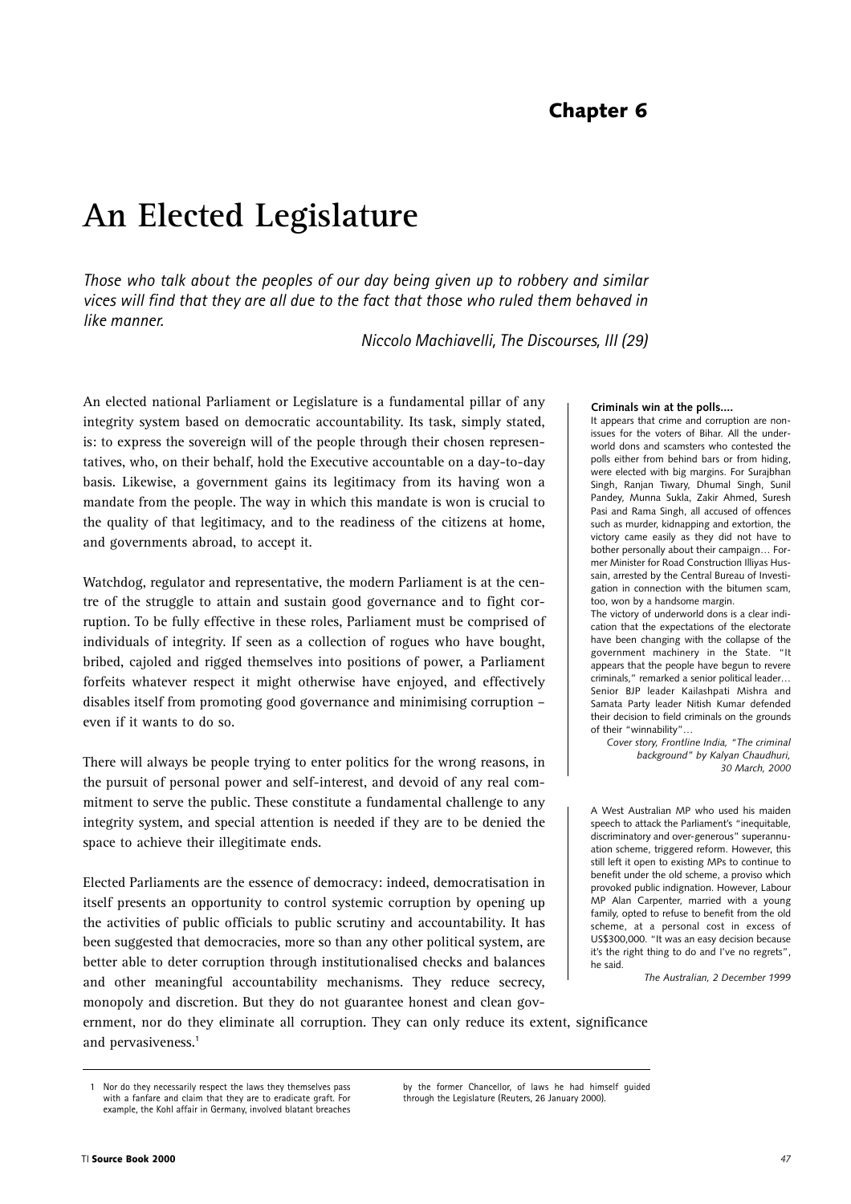# Chapter 6

# An Elected Legislature

*Those who talk about the peoples of our day being given up to robbery and similar vices will find that they are all due to the fact that those who ruled them behaved in like manner.*

*Niccolo Machiavelli, The Discourses, III (29)*

An elected national Parliament or Legislature is a fundamental pillar of any integrity system based on democratic accountability. Its task, simply stated, is: to express the sovereign will of the people through their chosen representatives, who, on their behalf, hold the Executive accountable on a day-to-day basis. Likewise, a government gains its legitimacy from its having won a mandate from the people. The way in which this mandate is won is crucial to the quality of that legitimacy, and to the readiness of the citizens at home, and governments abroad, to accept it.

Watchdog, regulator and representative, the modern Parliament is at the centre of the struggle to attain and sustain good governance and to fight corruption. To be fully effective in these roles, Parliament must be comprised of individuals of integrity. If seen as a collection of rogues who have bought, bribed, cajoled and rigged themselves into positions of power, a Parliament forfeits whatever respect it might otherwise have enjoyed, and effectively disables itself from promoting good governance and minimising corruption – even if it wants to do so.

There will always be people trying to enter politics for the wrong reasons, in the pursuit of personal power and self-interest, and devoid of any real commitment to serve the public. These constitute a fundamental challenge to any integrity system, and special attention is needed if they are to be denied the space to achieve their illegitimate ends.

Elected Parliaments are the essence of democracy: indeed, democratisation in itself presents an opportunity to control systemic corruption by opening up the activities of public officials to public scrutiny and accountability. It has been suggested that democracies, more so than any other political system, are better able to deter corruption through institutionalised checks and balances and other meaningful accountability mechanisms. They reduce secrecy, monopoly and discretion. But they do not guarantee honest and clean government, nor do they eliminate all corruption. They can only reduce its extent, significance and pervasiveness.[1]

**Criminals win at the polls....**

It appears that crime and corruption are non-issues for the voters of Bihar. All the underworld dons and scamsters who contested the polls either from behind bars or from hiding, were elected with big margins. For Surajbhan Singh, Ranjan Tiwary, Dhumal Singh, Sunil Pandey, Munna Sukla, Zakir Ahmed, Suresh Pasi and Rama Singh, all accused of offences such as murder, kidnapping and extortion, the victory came easily as they did not have to bother personally about their campaign… Former Minister for Road Construction Illiyas Hussain, arrested by the Central Bureau of Investigation in connection with the bitumen scam, too, won by a handsome margin.

The victory of underworld dons is a clear indication that the expectations of the electorate have been changing with the collapse of the government machinery in the State. "It appears that the people have begun to revere criminals," remarked a senior political leader… Senior BJP leader Kailashpati Mishra and Samata Party leader Nitish Kumar defended their decision to field criminals on the grounds of their "winnability"…

*Cover story, Frontline India, "The criminal background" by Kalyan Chaudhuri, 30 March, 2000*

A West Australian MP who used his maiden speech to attack the Parliament's "inequitable, discriminatory and over-generous" superannuation scheme, triggered reform. However, this still left it open to existing MPs to continue to benefit under the old scheme, a proviso which provoked public indignation. However, Labour MP Alan Carpenter, married with a young family, opted to refuse to benefit from the old scheme, at a personal cost in excess of US$300,000. "It was an easy decision because it's the right thing to do and I've no regrets", he said.

*The Australian, 2 December 1999*

---

1 Nor do they necessarily respect the laws they themselves pass with a fanfare and claim that they are to eradicate graft. For example, the Kohl affair in Germany, involved blatant breaches by the former Chancellor, of laws he had himself guided through the Legislature (Reuters, 26 January 2000).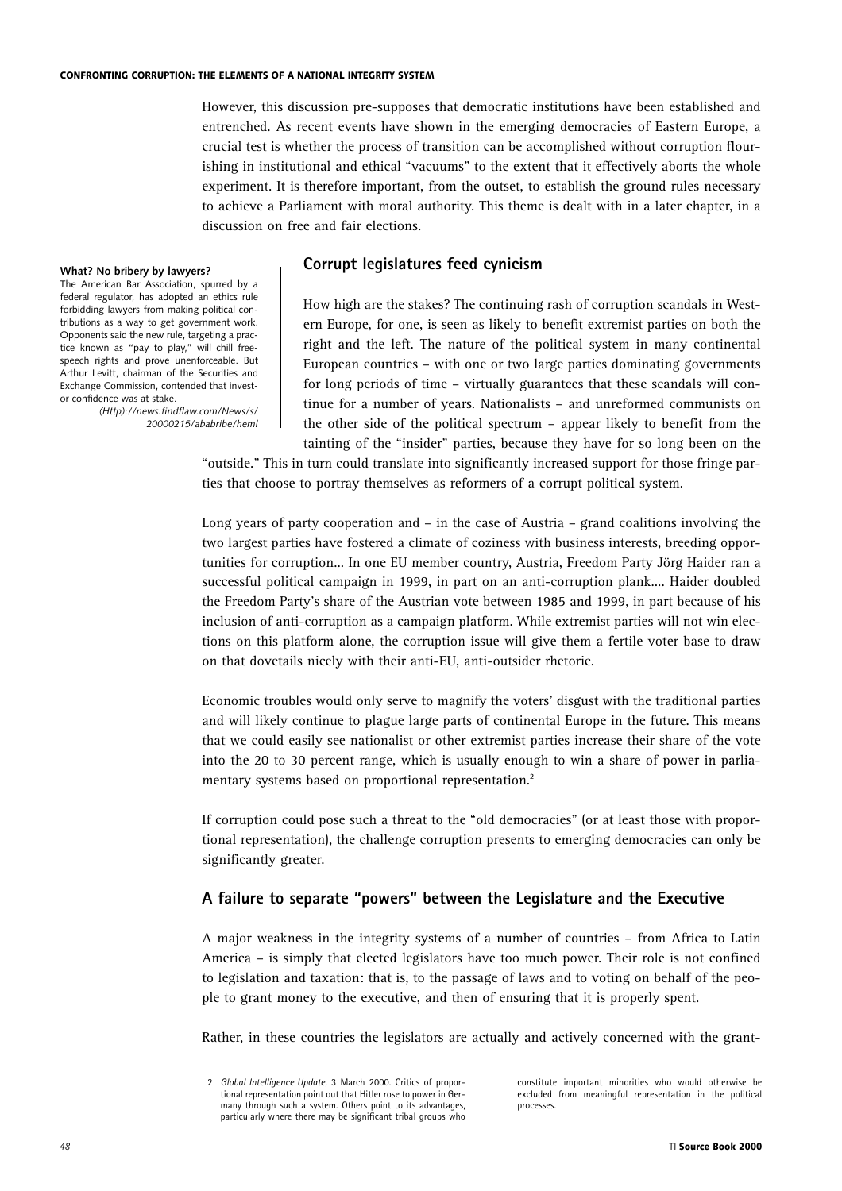However, this discussion pre-supposes that democratic institutions have been established and entrenched. As recent events have shown in the emerging democracies of Eastern Europe, a crucial test is whether the process of transition can be accomplished without corruption flourishing in institutional and ethical "vacuums" to the extent that it effectively aborts the whole experiment. It is therefore important, from the outset, to establish the ground rules necessary to achieve a Parliament with moral authority. This theme is dealt with in a later chapter, in a discussion on free and fair elections.

**What? No bribery by lawyers?**

The American Bar Association, spurred by a federal regulator, has adopted an ethics rule forbidding lawyers from making political contributions as a way to get government work. Opponents said the new rule, targeting a practice known as "pay to play," will chill free-speech rights and prove unenforceable. But Arthur Levitt, chairman of the Securities and Exchange Commission, contended that investor confidence was at stake.

*(Http)://news.findflaw.com/News/s/20000215/ababribe/heml*

## Corrupt legislatures feed cynicism

How high are the stakes? The continuing rash of corruption scandals in Western Europe, for one, is seen as likely to benefit extremist parties on both the right and the left. The nature of the political system in many continental European countries – with one or two large parties dominating governments for long periods of time – virtually guarantees that these scandals will continue for a number of years. Nationalists – and unreformed communists on the other side of the political spectrum – appear likely to benefit from the tainting of the "insider" parties, because they have for so long been on the "outside." This in turn could translate into significantly increased support for those fringe parties that choose to portray themselves as reformers of a corrupt political system.

Long years of party cooperation and – in the case of Austria – grand coalitions involving the two largest parties have fostered a climate of coziness with business interests, breeding opportunities for corruption... In one EU member country, Austria, Freedom Party Jörg Haider ran a successful political campaign in 1999, in part on an anti-corruption plank.... Haider doubled the Freedom Party's share of the Austrian vote between 1985 and 1999, in part because of his inclusion of anti-corruption as a campaign platform. While extremist parties will not win elections on this platform alone, the corruption issue will give them a fertile voter base to draw on that dovetails nicely with their anti-EU, anti-outsider rhetoric.

Economic troubles would only serve to magnify the voters' disgust with the traditional parties and will likely continue to plague large parts of continental Europe in the future. This means that we could easily see nationalist or other extremist parties increase their share of the vote into the 20 to 30 percent range, which is usually enough to win a share of power in parliamentary systems based on proportional representation.[2]

If corruption could pose such a threat to the "old democracies" (or at least those with proportional representation), the challenge corruption presents to emerging democracies can only be significantly greater.

## A failure to separate "powers" between the Legislature and the Executive

A major weakness in the integrity systems of a number of countries – from Africa to Latin America – is simply that elected legislators have too much power. Their role is not confined to legislation and taxation: that is, to the passage of laws and to voting on behalf of the people to grant money to the executive, and then of ensuring that it is properly spent.

Rather, in these countries the legislators are actually and actively concerned with the grant-

2 *Global Intelligence Update*, 3 March 2000. Critics of proportional representation point out that Hitler rose to power in Germany through such a system. Others point to its advantages, particularly where there may be significant tribal groups who constitute important minorities who would otherwise be excluded from meaningful representation in the political processes.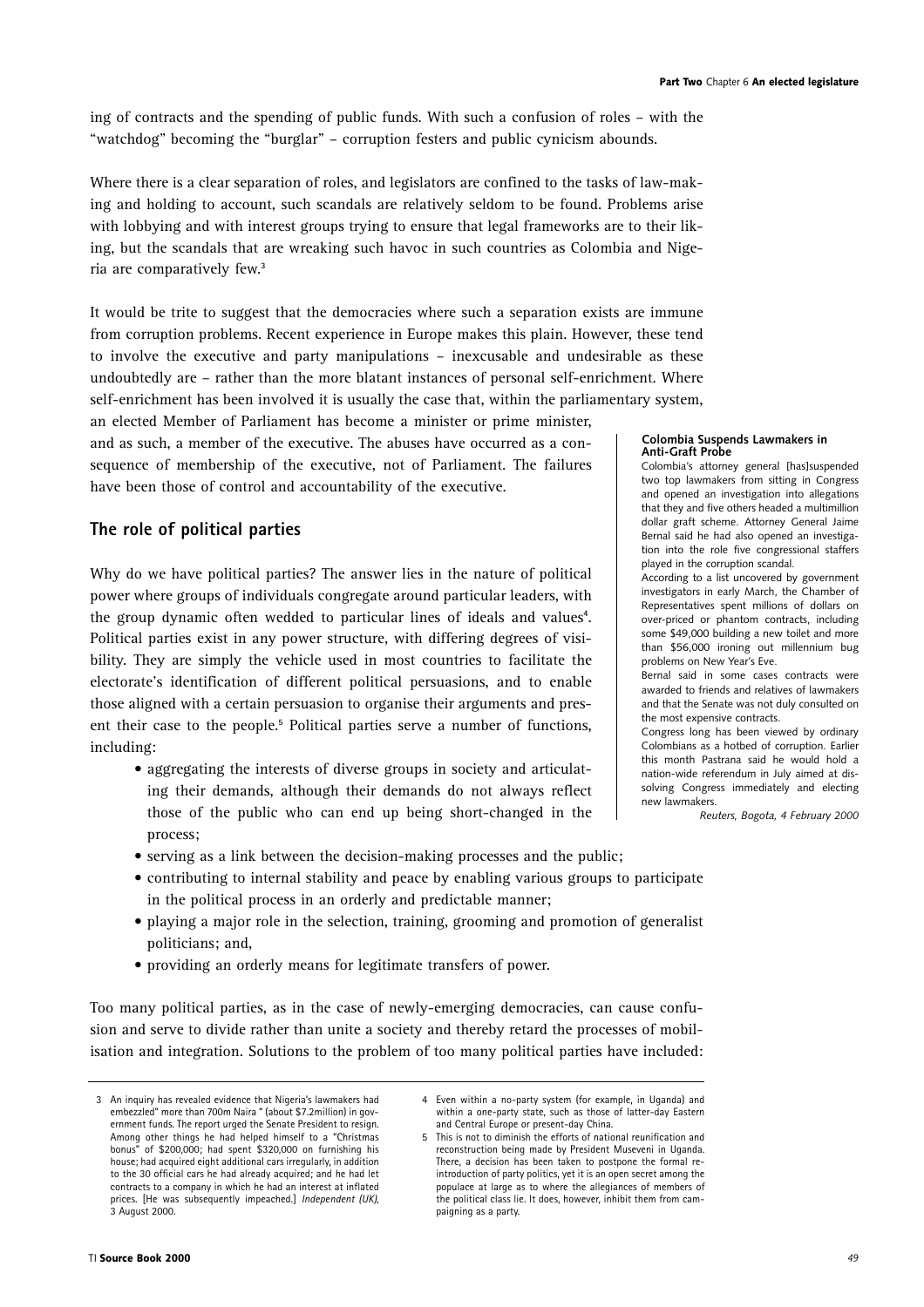ing of contracts and the spending of public funds. With such a confusion of roles – with the "watchdog" becoming the "burglar" – corruption festers and public cynicism abounds.

Where there is a clear separation of roles, and legislators are confined to the tasks of law-making and holding to account, such scandals are relatively seldom to be found. Problems arise with lobbying and with interest groups trying to ensure that legal frameworks are to their liking, but the scandals that are wreaking such havoc in such countries as Colombia and Nigeria are comparatively few.[3]

It would be trite to suggest that the democracies where such a separation exists are immune from corruption problems. Recent experience in Europe makes this plain. However, these tend to involve the executive and party manipulations – inexcusable and undesirable as these undoubtedly are – rather than the more blatant instances of personal self-enrichment. Where self-enrichment has been involved it is usually the case that, within the parliamentary system, an elected Member of Parliament has become a minister or prime minister, and as such, a member of the executive. The abuses have occurred as a consequence of membership of the executive, not of Parliament. The failures have been those of control and accountability of the executive.

**Colombia Suspends Lawmakers in Anti-Graft Probe**

Colombia's attorney general [has]suspended two top lawmakers from sitting in Congress and opened an investigation into allegations that they and five others headed a multimillion dollar graft scheme. Attorney General Jaime Bernal said he had also opened an investigation into the role five congressional staffers played in the corruption scandal.

According to a list uncovered by government investigators in early March, the Chamber of Representatives spent millions of dollars on over-priced or phantom contracts, including some $49,000 building a new toilet and more than $56,000 ironing out millennium bug problems on New Year's Eve.

Bernal said in some cases contracts were awarded to friends and relatives of lawmakers and that the Senate was not duly consulted on the most expensive contracts.

Congress long has been viewed by ordinary Colombians as a hotbed of corruption. Earlier this month Pastrana said he would hold a nation-wide referendum in July aimed at dissolving Congress immediately and electing new lawmakers.

*Reuters, Bogota, 4 February 2000*

## The role of political parties

Why do we have political parties? The answer lies in the nature of political power where groups of individuals congregate around particular leaders, with the group dynamic often wedded to particular lines of ideals and values[4]. Political parties exist in any power structure, with differing degrees of visibility. They are simply the vehicle used in most countries to facilitate the electorate's identification of different political persuasions, and to enable those aligned with a certain persuasion to organise their arguments and present their case to the people.[5] Political parties serve a number of functions, including:

- aggregating the interests of diverse groups in society and articulating their demands, although their demands do not always reflect those of the public who can end up being short-changed in the process;
- serving as a link between the decision-making processes and the public;
- contributing to internal stability and peace by enabling various groups to participate in the political process in an orderly and predictable manner;
- playing a major role in the selection, training, grooming and promotion of generalist politicians; and,
- providing an orderly means for legitimate transfers of power.

Too many political parties, as in the case of newly-emerging democracies, can cause confusion and serve to divide rather than unite a society and thereby retard the processes of mobilisation and integration. Solutions to the problem of too many political parties have included:

---

3 An inquiry has revealed evidence that Nigeria's lawmakers had embezzled" more than 700m Naira " (about $7.2million) in government funds. The report urged the Senate President to resign. Among other things he had helped himself to a "Christmas bonus" of $200,000; had spent $320,000 on furnishing his house; had acquired eight additional cars irregularly, in addition to the 30 official cars he had already acquired; and he had let contracts to a company in which he had an interest at inflated prices. [He was subsequently impeached.] *Independent (UK)*, 3 August 2000.

4 Even within a no-party system (for example, in Uganda) and within a one-party state, such as those of latter-day Eastern and Central Europe or present-day China.

5 This is not to diminish the efforts of national reunification and reconstruction being made by President Museveni in Uganda. There, a decision has been taken to postpone the formal re-introduction of party politics, yet it is an open secret among the populace at large as to where the allegiances of members of the political class lie. It does, however, inhibit them from campaigning as a party.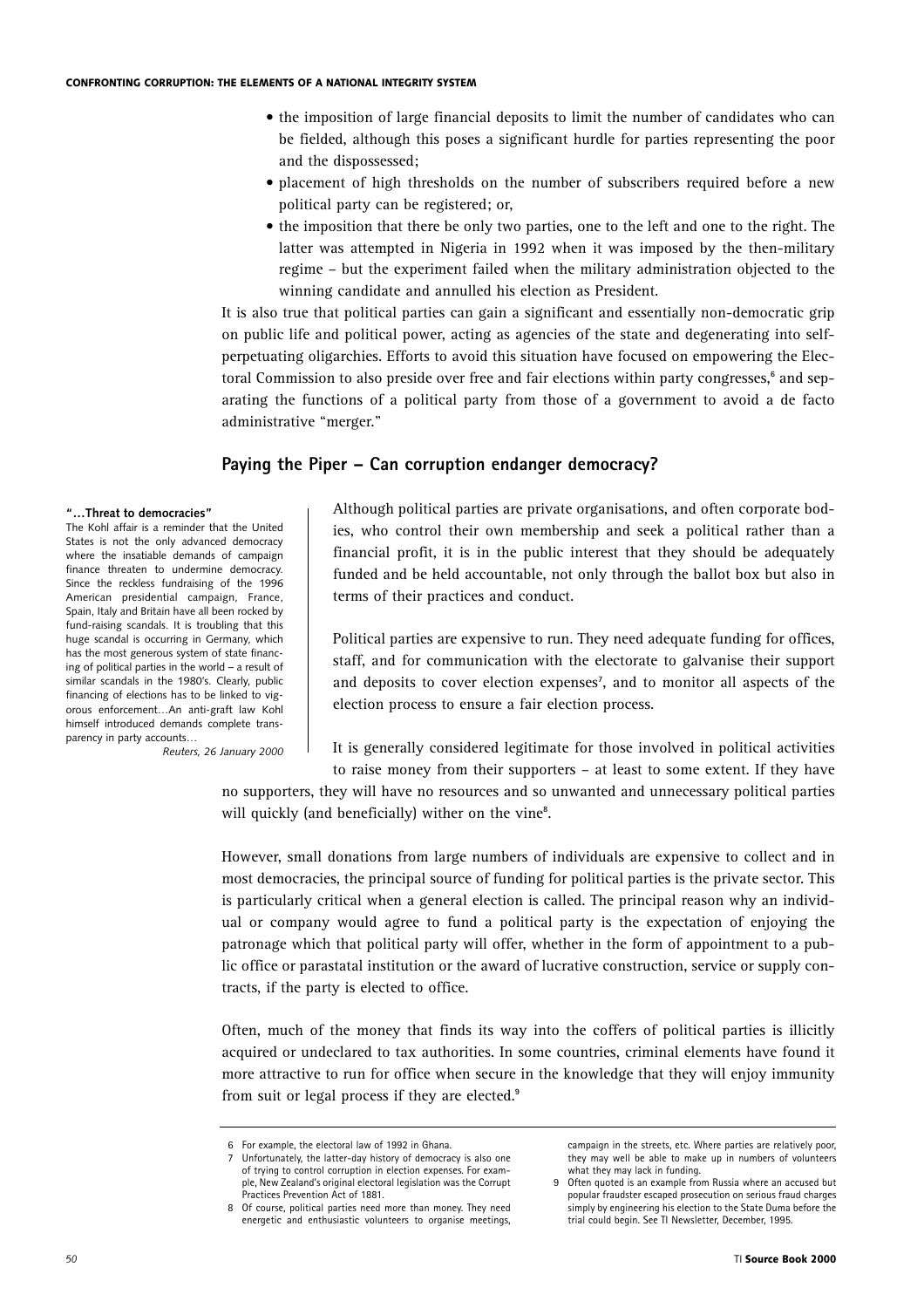- the imposition of large financial deposits to limit the number of candidates who can be fielded, although this poses a significant hurdle for parties representing the poor and the dispossessed;
- placement of high thresholds on the number of subscribers required before a new political party can be registered; or,
- the imposition that there be only two parties, one to the left and one to the right. The latter was attempted in Nigeria in 1992 when it was imposed by the then-military regime – but the experiment failed when the military administration objected to the winning candidate and annulled his election as President.

It is also true that political parties can gain a significant and essentially non-democratic grip on public life and political power, acting as agencies of the state and degenerating into self-perpetuating oligarchies. Efforts to avoid this situation have focused on empowering the Electoral Commission to also preside over free and fair elections within party congresses,[6] and separating the functions of a political party from those of a government to avoid a de facto administrative "merger."

## Paying the Piper – Can corruption endanger democracy?

> **"…Threat to democracies"**
> The Kohl affair is a reminder that the United States is not the only advanced democracy where the insatiable demands of campaign finance threaten to undermine democracy. Since the reckless fundraising of the 1996 American presidential campaign, France, Spain, Italy and Britain have all been rocked by fund-raising scandals. It is troubling that this huge scandal is occurring in Germany, which has the most generous system of state financing of political parties in the world – a result of similar scandals in the 1980's. Clearly, public financing of elections has to be linked to vigorous enforcement…An anti-graft law Kohl himself introduced demands complete transparency in party accounts…
> *Reuters, 26 January 2000*

Although political parties are private organisations, and often corporate bodies, who control their own membership and seek a political rather than a financial profit, it is in the public interest that they should be adequately funded and be held accountable, not only through the ballot box but also in terms of their practices and conduct.

Political parties are expensive to run. They need adequate funding for offices, staff, and for communication with the electorate to galvanise their support and deposits to cover election expenses[7], and to monitor all aspects of the election process to ensure a fair election process.

It is generally considered legitimate for those involved in political activities to raise money from their supporters – at least to some extent. If they have no supporters, they will have no resources and so unwanted and unnecessary political parties will quickly (and beneficially) wither on the vine[8].

However, small donations from large numbers of individuals are expensive to collect and in most democracies, the principal source of funding for political parties is the private sector. This is particularly critical when a general election is called. The principal reason why an individual or company would agree to fund a political party is the expectation of enjoying the patronage which that political party will offer, whether in the form of appointment to a public office or parastatal institution or the award of lucrative construction, service or supply contracts, if the party is elected to office.

Often, much of the money that finds its way into the coffers of political parties is illicitly acquired or undeclared to tax authorities. In some countries, criminal elements have found it more attractive to run for office when secure in the knowledge that they will enjoy immunity from suit or legal process if they are elected.[9]

---

6 For example, the electoral law of 1992 in Ghana.

7 Unfortunately, the latter-day history of democracy is also one of trying to control corruption in election expenses. For example, New Zealand's original electoral legislation was the Corrupt Practices Prevention Act of 1881.

8 Of course, political parties need more than money. They need energetic and enthusiastic volunteers to organise meetings, campaign in the streets, etc. Where parties are relatively poor, they may well be able to make up in numbers of volunteers what they may lack in funding.

9 Often quoted is an example from Russia where an accused but popular fraudster escaped prosecution on serious fraud charges simply by engineering his election to the State Duma before the trial could begin. See TI Newsletter, December, 1995.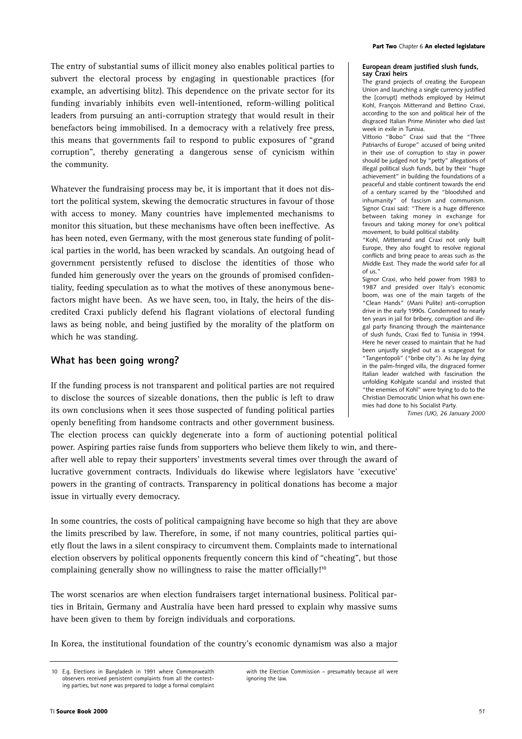The entry of substantial sums of illicit money also enables political parties to subvert the electoral process by engaging in questionable practices (for example, an advertising blitz). This dependence on the private sector for its funding invariably inhibits even well-intentioned, reform-willing political leaders from pursuing an anti-corruption strategy that would result in their benefactors being immobilised. In a democracy with a relatively free press, this means that governments fail to respond to public exposures of "grand corruption", thereby generating a dangerous sense of cynicism within the community.

Whatever the fundraising process may be, it is important that it does not distort the political system, skewing the democratic structures in favour of those with access to money. Many countries have implemented mechanisms to monitor this situation, but these mechanisms have often been ineffective. As has been noted, even Germany, with the most generous state funding of political parties in the world, has been wracked by scandals. An outgoing head of government persistently refused to disclose the identities of those who funded him generously over the years on the grounds of promised confidentiality, feeding speculation as to what the motives of these anonymous benefactors might have been. As we have seen, too, in Italy, the heirs of the discredited Craxi publicly defend his flagrant violations of electoral funding laws as being noble, and being justified by the morality of the platform on which he was standing.

> **European dream justified slush funds, say Craxi heirs**
>
> The grand projects of creating the European Union and launching a single currency justified the [corrupt] methods employed by Helmut Kohl, François Mitterrand and Bettino Craxi, according to the son and political heir of the disgraced Italian Prime Minister who died last week in exile in Tunisia.
>
> Vittorio "Bobo" Craxi said that the "Three Patriarchs of Europe" accused of being united in their use of corruption to stay in power should be judged not by "petty" allegations of illegal political slush funds, but by their "huge achievement" in building the foundations of a peaceful and stable continent towards the end of a century scarred by the "bloodshed and inhumanity" of fascism and communism. Signor Craxi said: "There is a huge difference between taking money in exchange for favours and taking money for one's political movement, to build political stability.
>
> "Kohl, Mitterrand and Craxi not only built Europe, they also fought to resolve regional conflicts and bring peace to areas such as the Middle East. They made the world safer for all of us."
>
> Signor Craxi, who held power from 1983 to 1987 and presided over Italy's economic boom, was one of the main targets of the "Clean Hands" (Mani Pulite) anti-corruption drive in the early 1990s. Condemned to nearly ten years in jail for bribery, corruption and illegal party financing through the maintenance of slush funds, Craxi fled to Tunisia in 1994. Here he never ceased to maintain that he had been unjustly singled out as a scapegoat for "Tangentopoli" ("bribe city"). As he lay dying in the palm-fringed villa, the disgraced former Italian leader watched with fascination the unfolding Kohlgate scandal and insisted that "the enemies of Kohl" were trying to do to the Christian Democratic Union what his own enemies had done to his Socialist Party.
>
> *Times (UK), 26 January 2000*

## What has been going wrong?

If the funding process is not transparent and political parties are not required to disclose the sources of sizeable donations, then the public is left to draw its own conclusions when it sees those suspected of funding political parties openly benefiting from handsome contracts and other government business. The election process can quickly degenerate into a form of auctioning potential political power. Aspiring parties raise funds from supporters who believe them likely to win, and thereafter well able to repay their supporters' investments several times over through the award of lucrative government contracts. Individuals do likewise where legislators have 'executive' powers in the granting of contracts. Transparency in political donations has become a major issue in virtually every democracy.

In some countries, the costs of political campaigning have become so high that they are above the limits prescribed by law. Therefore, in some, if not many countries, political parties quietly flout the laws in a silent conspiracy to circumvent them. Complaints made to international election observers by political opponents frequently concern this kind of "cheating", but those complaining generally show no willingness to raise the matter officially![10]

The worst scenarios are when election fundraisers target international business. Political parties in Britain, Germany and Australia have been hard pressed to explain why massive sums have been given to them by foreign individuals and corporations.

In Korea, the institutional foundation of the country's economic dynamism was also a major

---

10 E.g. Elections in Bangladesh in 1991 where Commonwealth observers received persistent complaints from all the contesting parties, but none was prepared to lodge a formal complaint with the Election Commission – presumably because all were ignoring the law.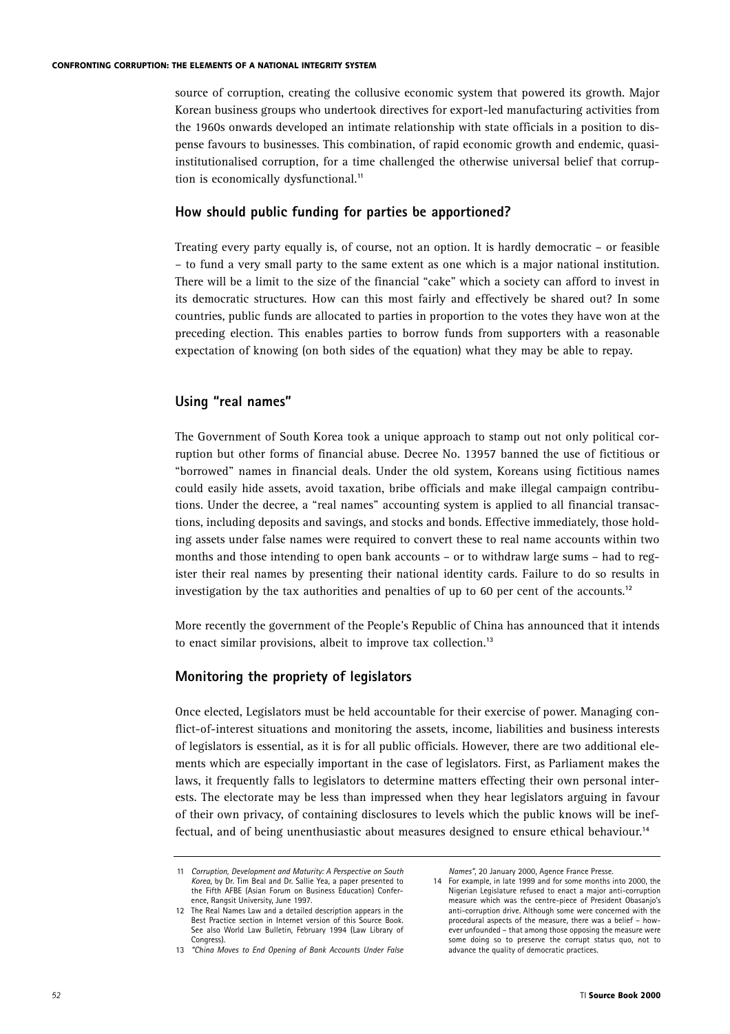source of corruption, creating the collusive economic system that powered its growth. Major Korean business groups who undertook directives for export-led manufacturing activities from the 1960s onwards developed an intimate relationship with state officials in a position to dispense favours to businesses. This combination, of rapid economic growth and endemic, quasi-institutionalised corruption, for a time challenged the otherwise universal belief that corruption is economically dysfunctional.[11]

## How should public funding for parties be apportioned?

Treating every party equally is, of course, not an option. It is hardly democratic – or feasible – to fund a very small party to the same extent as one which is a major national institution. There will be a limit to the size of the financial "cake" which a society can afford to invest in its democratic structures. How can this most fairly and effectively be shared out? In some countries, public funds are allocated to parties in proportion to the votes they have won at the preceding election. This enables parties to borrow funds from supporters with a reasonable expectation of knowing (on both sides of the equation) what they may be able to repay.

## Using "real names"

The Government of South Korea took a unique approach to stamp out not only political corruption but other forms of financial abuse. Decree No. 13957 banned the use of fictitious or "borrowed" names in financial deals. Under the old system, Koreans using fictitious names could easily hide assets, avoid taxation, bribe officials and make illegal campaign contributions. Under the decree, a "real names" accounting system is applied to all financial transactions, including deposits and savings, and stocks and bonds. Effective immediately, those holding assets under false names were required to convert these to real name accounts within two months and those intending to open bank accounts – or to withdraw large sums – had to register their real names by presenting their national identity cards. Failure to do so results in investigation by the tax authorities and penalties of up to 60 per cent of the accounts.[12]

More recently the government of the People's Republic of China has announced that it intends to enact similar provisions, albeit to improve tax collection.[13]

## Monitoring the propriety of legislators

Once elected, Legislators must be held accountable for their exercise of power. Managing conflict-of-interest situations and monitoring the assets, income, liabilities and business interests of legislators is essential, as it is for all public officials. However, there are two additional elements which are especially important in the case of legislators. First, as Parliament makes the laws, it frequently falls to legislators to determine matters effecting their own personal interests. The electorate may be less than impressed when they hear legislators arguing in favour of their own privacy, of containing disclosures to levels which the public knows will be ineffectual, and of being unenthusiastic about measures designed to ensure ethical behaviour.[14]

---

11 *Corruption, Development and Maturity: A Perspective on South Korea*, by Dr. Tim Beal and Dr. Sallie Yea, a paper presented to the Fifth AFBE (Asian Forum on Business Education) Conference, Rangsit University, June 1997.

12 The Real Names Law and a detailed description appears in the Best Practice section in Internet version of this Source Book. See also World Law Bulletin, February 1994 (Law Library of Congress).

13 *"China Moves to End Opening of Bank Accounts Under False Names"*, 20 January 2000, Agence France Presse.

14 For example, in late 1999 and for some months into 2000, the Nigerian Legislature refused to enact a major anti-corruption measure which was the centre-piece of President Obasanjo's anti-corruption drive. Although some were concerned with the procedural aspects of the measure, there was a belief – however unfounded – that among those opposing the measure were some doing so to preserve the corrupt status quo, not to advance the quality of democratic practices.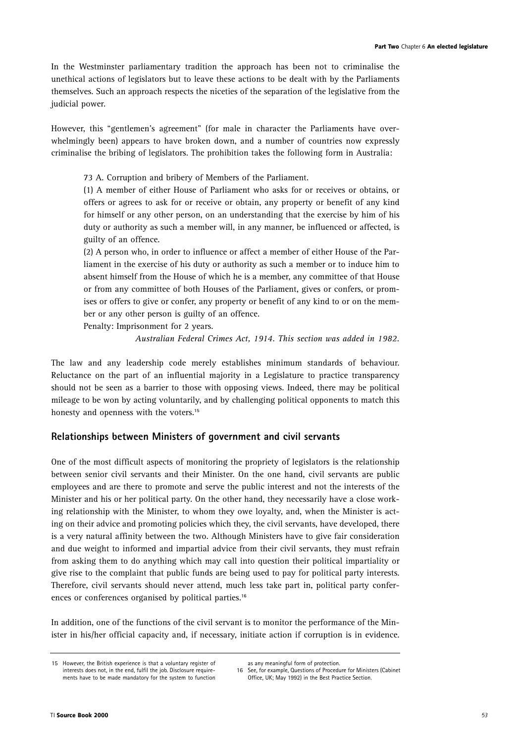In the Westminster parliamentary tradition the approach has been not to criminalise the unethical actions of legislators but to leave these actions to be dealt with by the Parliaments themselves. Such an approach respects the niceties of the separation of the legislative from the judicial power.

However, this "gentlemen's agreement" (for male in character the Parliaments have overwhelmingly been) appears to have broken down, and a number of countries now expressly criminalise the bribing of legislators. The prohibition takes the following form in Australia:

> 73 A. Corruption and bribery of Members of the Parliament.
>
> (1) A member of either House of Parliament who asks for or receives or obtains, or offers or agrees to ask for or receive or obtain, any property or benefit of any kind for himself or any other person, on an understanding that the exercise by him of his duty or authority as such a member will, in any manner, be influenced or affected, is guilty of an offence.
>
> (2) A person who, in order to influence or affect a member of either House of the Parliament in the exercise of his duty or authority as such a member or to induce him to absent himself from the House of which he is a member, any committee of that House or from any committee of both Houses of the Parliament, gives or confers, or promises or offers to give or confer, any property or benefit of any kind to or on the member or any other person is guilty of an offence.
>
> Penalty: Imprisonment for 2 years.
>
> *Australian Federal Crimes Act, 1914. This section was added in 1982.*

The law and any leadership code merely establishes minimum standards of behaviour. Reluctance on the part of an influential majority in a Legislature to practice transparency should not be seen as a barrier to those with opposing views. Indeed, there may be political mileage to be won by acting voluntarily, and by challenging political opponents to match this honesty and openness with the voters.[15]

## Relationships between Ministers of government and civil servants

One of the most difficult aspects of monitoring the propriety of legislators is the relationship between senior civil servants and their Minister. On the one hand, civil servants are public employees and are there to promote and serve the public interest and not the interests of the Minister and his or her political party. On the other hand, they necessarily have a close working relationship with the Minister, to whom they owe loyalty, and, when the Minister is acting on their advice and promoting policies which they, the civil servants, have developed, there is a very natural affinity between the two. Although Ministers have to give fair consideration and due weight to informed and impartial advice from their civil servants, they must refrain from asking them to do anything which may call into question their political impartiality or give rise to the complaint that public funds are being used to pay for political party interests. Therefore, civil servants should never attend, much less take part in, political party conferences or conferences organised by political parties.[16]

In addition, one of the functions of the civil servant is to monitor the performance of the Minister in his/her official capacity and, if necessary, initiate action if corruption is in evidence.

---

15 However, the British experience is that a voluntary register of interests does not, in the end, fulfil the job. Disclosure requirements have to be made mandatory for the system to function as any meaningful form of protection.

16 See, for example, Questions of Procedure for Ministers (Cabinet Office, UK; May 1992) in the Best Practice Section.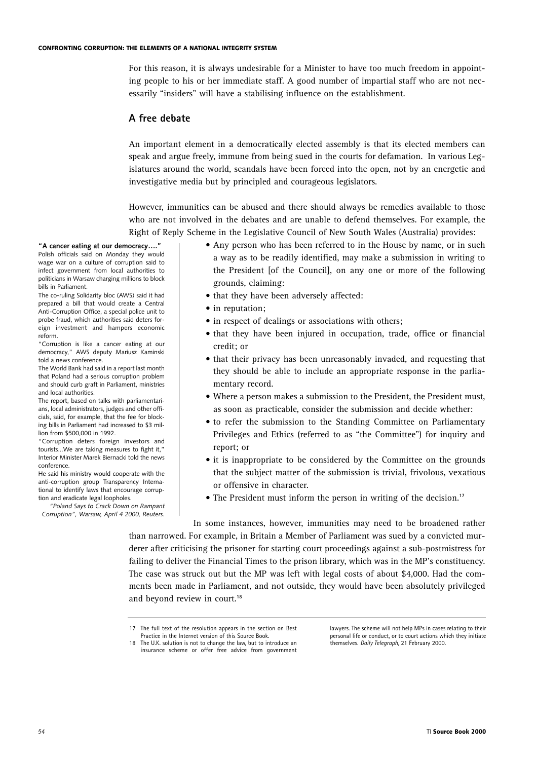For this reason, it is always undesirable for a Minister to have too much freedom in appointing people to his or her immediate staff. A good number of impartial staff who are not necessarily "insiders" will have a stabilising influence on the establishment.

## A free debate

An important element in a democratically elected assembly is that its elected members can speak and argue freely, immune from being sued in the courts for defamation. In various Legislatures around the world, scandals have been forced into the open, not by an energetic and investigative media but by principled and courageous legislators.

However, immunities can be abused and there should always be remedies available to those who are not involved in the debates and are unable to defend themselves. For example, the Right of Reply Scheme in the Legislative Council of New South Wales (Australia) provides:

- Any person who has been referred to in the House by name, or in such a way as to be readily identified, may make a submission in writing to the President [of the Council], on any one or more of the following grounds, claiming:
- that they have been adversely affected:
- in reputation;
- in respect of dealings or associations with others;
- that they have been injured in occupation, trade, office or financial credit; or
- that their privacy has been unreasonably invaded, and requesting that they should be able to include an appropriate response in the parliamentary record.
- Where a person makes a submission to the President, the President must, as soon as practicable, consider the submission and decide whether:
- to refer the submission to the Standing Committee on Parliamentary Privileges and Ethics (referred to as "the Committee") for inquiry and report; or
- it is inappropriate to be considered by the Committee on the grounds that the subject matter of the submission is trivial, frivolous, vexatious or offensive in character.
- The President must inform the person in writing of the decision.[17]

> **"A cancer eating at our democracy...."**
> Polish officials said on Monday they would wage war on a culture of corruption said to infect government from local authorities to politicians in Warsaw charging millions to block bills in Parliament.
> The co-ruling Solidarity bloc (AWS) said it had prepared a bill that would create a Central Anti-Corruption Office, a special police unit to probe fraud, which authorities said deters foreign investment and hampers economic reform.
> "Corruption is like a cancer eating at our democracy," AWS deputy Mariusz Kaminski told a news conference.
> The World Bank had said in a report last month that Poland had a serious corruption problem and should curb graft in Parliament, ministries and local authorities.
> The report, based on talks with parliamentarians, local administrators, judges and other officials, said, for example, that the fee for blocking bills in Parliament had increased to $3 million from $500,000 in 1992.
> "Corruption deters foreign investors and tourists...We are taking measures to fight it," Interior Minister Marek Biernacki told the news conference.
> He said his ministry would cooperate with the anti-corruption group Transparency International to identify laws that encourage corruption and eradicate legal loopholes.
> *"Poland Says to Crack Down on Rampant Corruption", Warsaw, April 4 2000, Reuters.*

In some instances, however, immunities may need to be broadened rather than narrowed. For example, in Britain a Member of Parliament was sued by a convicted murderer after criticising the prisoner for starting court proceedings against a sub-postmistress for failing to deliver the Financial Times to the prison library, which was in the MP's constituency. The case was struck out but the MP was left with legal costs of about $4,000. Had the comments been made in Parliament, and not outside, they would have been absolutely privileged and beyond review in court.[18]

---

17 The full text of the resolution appears in the section on Best Practice in the Internet version of this Source Book.

18 The U.K. solution is not to change the law, but to introduce an insurance scheme or offer free advice from government lawyers. The scheme will not help MPs in cases relating to their personal life or conduct, or to court actions which they initiate themselves. *Daily Telegraph*, 21 February 2000.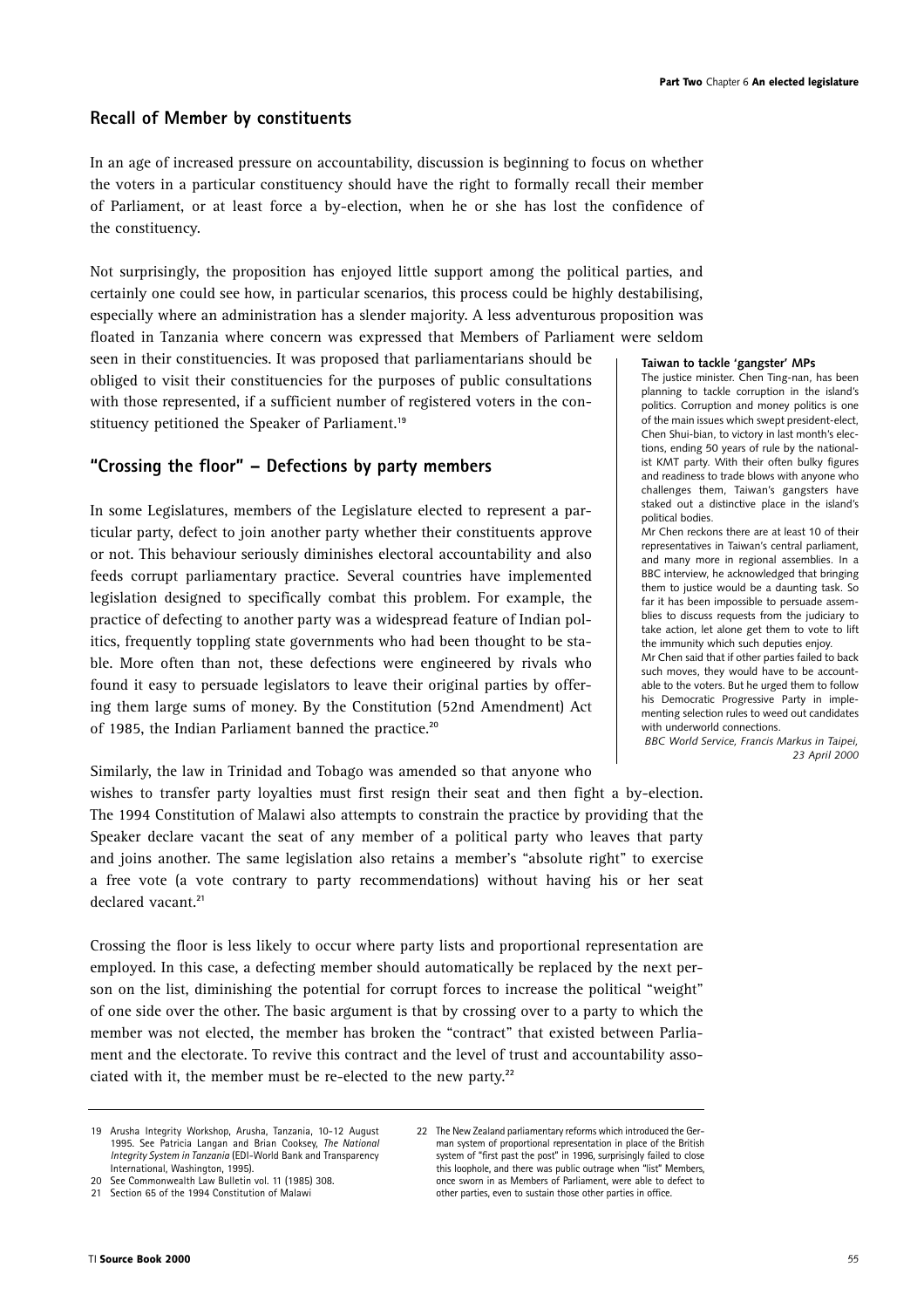## Recall of Member by constituents

In an age of increased pressure on accountability, discussion is beginning to focus on whether the voters in a particular constituency should have the right to formally recall their member of Parliament, or at least force a by-election, when he or she has lost the confidence of the constituency.

Not surprisingly, the proposition has enjoyed little support among the political parties, and certainly one could see how, in particular scenarios, this process could be highly destabilising, especially where an administration has a slender majority. A less adventurous proposition was floated in Tanzania where concern was expressed that Members of Parliament were seldom seen in their constituencies. It was proposed that parliamentarians should be obliged to visit their constituencies for the purposes of public consultations with those represented, if a sufficient number of registered voters in the constituency petitioned the Speaker of Parliament.[19]

## "Crossing the floor" – Defections by party members

In some Legislatures, members of the Legislature elected to represent a particular party, defect to join another party whether their constituents approve or not. This behaviour seriously diminishes electoral accountability and also feeds corrupt parliamentary practice. Several countries have implemented legislation designed to specifically combat this problem. For example, the practice of defecting to another party was a widespread feature of Indian politics, frequently toppling state governments who had been thought to be stable. More often than not, these defections were engineered by rivals who found it easy to persuade legislators to leave their original parties by offering them large sums of money. By the Constitution (52nd Amendment) Act of 1985, the Indian Parliament banned the practice.[20]

Similarly, the law in Trinidad and Tobago was amended so that anyone who wishes to transfer party loyalties must first resign their seat and then fight a by-election. The 1994 Constitution of Malawi also attempts to constrain the practice by providing that the Speaker declare vacant the seat of any member of a political party who leaves that party and joins another. The same legislation also retains a member's "absolute right" to exercise a free vote (a vote contrary to party recommendations) without having his or her seat declared vacant.[21]

Crossing the floor is less likely to occur where party lists and proportional representation are employed. In this case, a defecting member should automatically be replaced by the next person on the list, diminishing the potential for corrupt forces to increase the political "weight" of one side over the other. The basic argument is that by crossing over to a party to which the member was not elected, the member has broken the "contract" that existed between Parliament and the electorate. To revive this contract and the level of trust and accountability associated with it, the member must be re-elected to the new party.[22]

**Taiwan to tackle 'gangster' MPs**

The justice minister. Chen Ting-nan, has been planning to tackle corruption in the island's politics. Corruption and money politics is one of the main issues which swept president-elect, Chen Shui-bian, to victory in last month's elections, ending 50 years of rule by the nationalist KMT party. With their often bulky figures and readiness to trade blows with anyone who challenges them, Taiwan's gangsters have staked out a distinctive place in the island's political bodies.

Mr Chen reckons there are at least 10 of their representatives in Taiwan's central parliament, and many more in regional assemblies. In a BBC interview, he acknowledged that bringing them to justice would be a daunting task. So far it has been impossible to persuade assemblies to discuss requests from the judiciary to take action, let alone get them to vote to lift the immunity which such deputies enjoy.

Mr Chen said that if other parties failed to back such moves, they would have to be accountable to the voters. But he urged them to follow his Democratic Progressive Party in implementing selection rules to weed out candidates with underworld connections.

*BBC World Service, Francis Markus in Taipei, 23 April 2000*

---

19 Arusha Integrity Workshop, Arusha, Tanzania, 10-12 August 1995. See Patricia Langan and Brian Cooksey, *The National Integrity System in Tanzania* (EDI-World Bank and Transparency International, Washington, 1995).

20 See Commonwealth Law Bulletin vol. 11 (1985) 308.

21 Section 65 of the 1994 Constitution of Malawi

22 The New Zealand parliamentary reforms which introduced the German system of proportional representation in place of the British system of "first past the post" in 1996, surprisingly failed to close this loophole, and there was public outrage when "list" Members, once sworn in as Members of Parliament, were able to defect to other parties, even to sustain those other parties in office.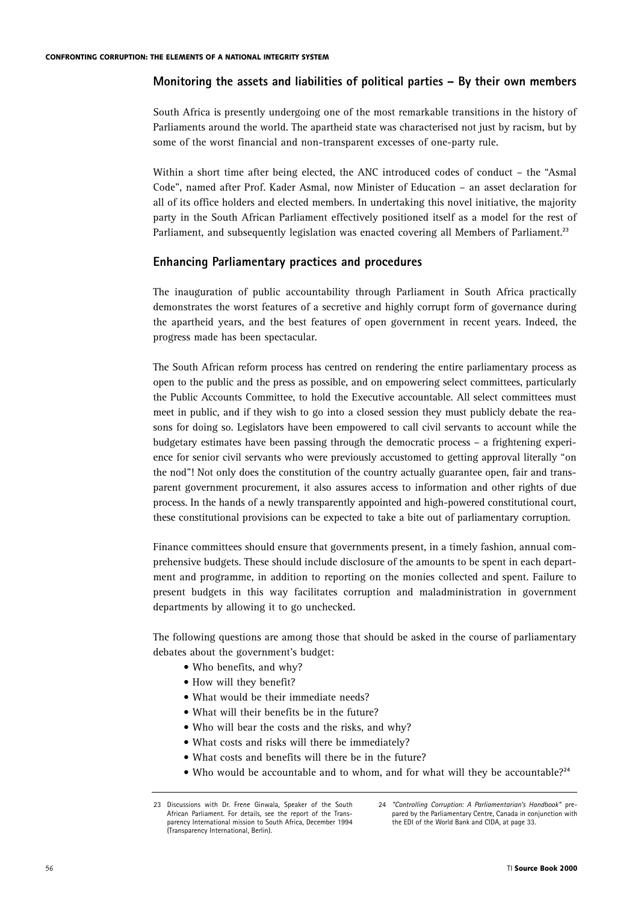## Monitoring the assets and liabilities of political parties – By their own members

South Africa is presently undergoing one of the most remarkable transitions in the history of Parliaments around the world. The apartheid state was characterised not just by racism, but by some of the worst financial and non-transparent excesses of one-party rule.

Within a short time after being elected, the ANC introduced codes of conduct – the "Asmal Code", named after Prof. Kader Asmal, now Minister of Education – an asset declaration for all of its office holders and elected members. In undertaking this novel initiative, the majority party in the South African Parliament effectively positioned itself as a model for the rest of Parliament, and subsequently legislation was enacted covering all Members of Parliament.[23]

## Enhancing Parliamentary practices and procedures

The inauguration of public accountability through Parliament in South Africa practically demonstrates the worst features of a secretive and highly corrupt form of governance during the apartheid years, and the best features of open government in recent years. Indeed, the progress made has been spectacular.

The South African reform process has centred on rendering the entire parliamentary process as open to the public and the press as possible, and on empowering select committees, particularly the Public Accounts Committee, to hold the Executive accountable. All select committees must meet in public, and if they wish to go into a closed session they must publicly debate the reasons for doing so. Legislators have been empowered to call civil servants to account while the budgetary estimates have been passing through the democratic process – a frightening experience for senior civil servants who were previously accustomed to getting approval literally "on the nod"! Not only does the constitution of the country actually guarantee open, fair and transparent government procurement, it also assures access to information and other rights of due process. In the hands of a newly transparently appointed and high-powered constitutional court, these constitutional provisions can be expected to take a bite out of parliamentary corruption.

Finance committees should ensure that governments present, in a timely fashion, annual comprehensive budgets. These should include disclosure of the amounts to be spent in each department and programme, in addition to reporting on the monies collected and spent. Failure to present budgets in this way facilitates corruption and maladministration in government departments by allowing it to go unchecked.

The following questions are among those that should be asked in the course of parliamentary debates about the government's budget:

- Who benefits, and why?
- How will they benefit?
- What would be their immediate needs?
- What will their benefits be in the future?
- Who will bear the costs and the risks, and why?
- What costs and risks will there be immediately?
- What costs and benefits will there be in the future?
- Who would be accountable and to whom, and for what will they be accountable?[24]

---

23 Discussions with Dr. Frene Ginwala, Speaker of the South African Parliament. For details, see the report of the Transparency International mission to South Africa, December 1994 (Transparency International, Berlin).

24 *"Controlling Corruption: A Parliamentarian's Handbook"* prepared by the Parliamentary Centre, Canada in conjunction with the EDI of the World Bank and CIDA, at page 33.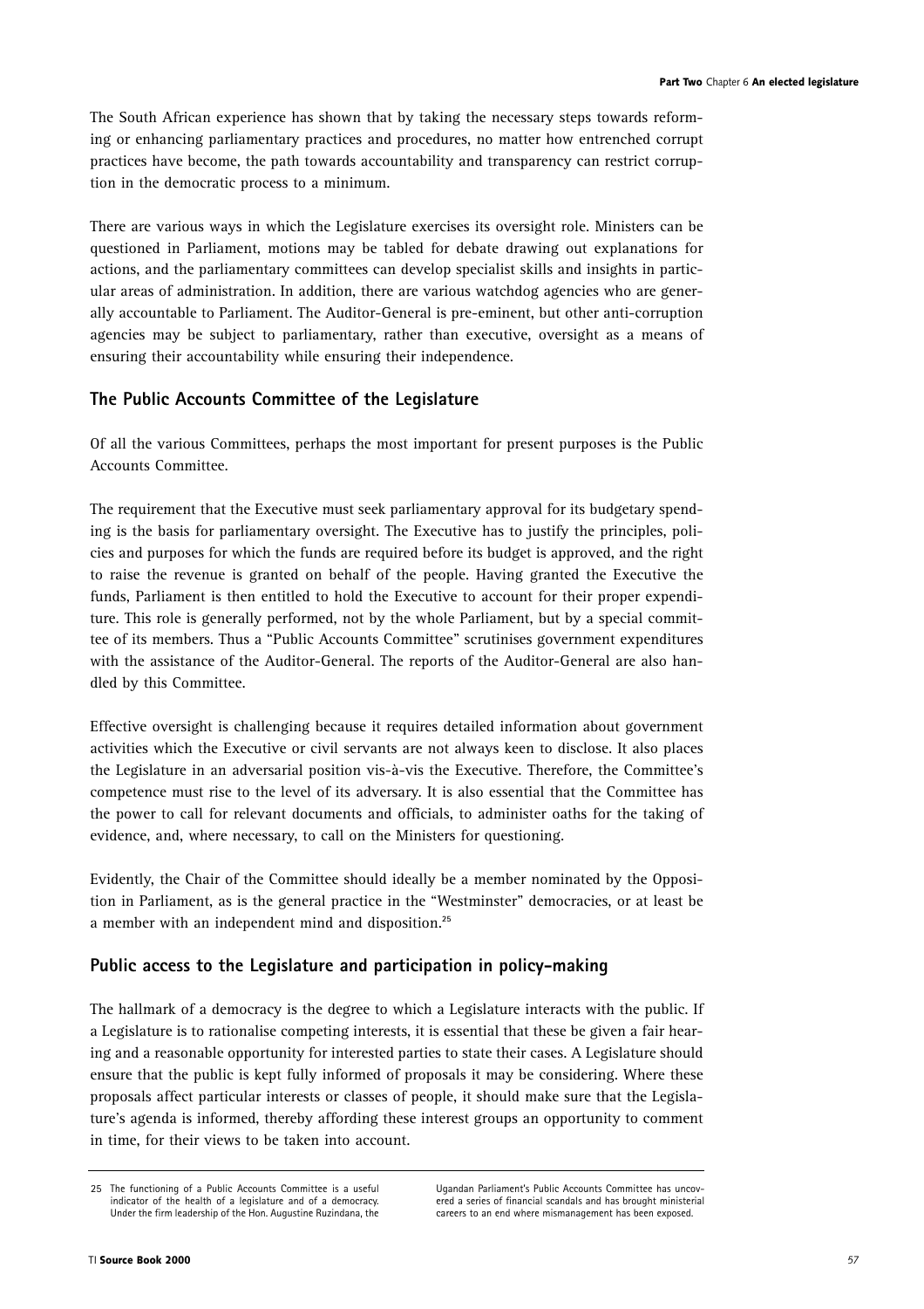The South African experience has shown that by taking the necessary steps towards reforming or enhancing parliamentary practices and procedures, no matter how entrenched corrupt practices have become, the path towards accountability and transparency can restrict corruption in the democratic process to a minimum.

There are various ways in which the Legislature exercises its oversight role. Ministers can be questioned in Parliament, motions may be tabled for debate drawing out explanations for actions, and the parliamentary committees can develop specialist skills and insights in particular areas of administration. In addition, there are various watchdog agencies who are generally accountable to Parliament. The Auditor-General is pre-eminent, but other anti-corruption agencies may be subject to parliamentary, rather than executive, oversight as a means of ensuring their accountability while ensuring their independence.

## The Public Accounts Committee of the Legislature

Of all the various Committees, perhaps the most important for present purposes is the Public Accounts Committee.

The requirement that the Executive must seek parliamentary approval for its budgetary spending is the basis for parliamentary oversight. The Executive has to justify the principles, policies and purposes for which the funds are required before its budget is approved, and the right to raise the revenue is granted on behalf of the people. Having granted the Executive the funds, Parliament is then entitled to hold the Executive to account for their proper expenditure. This role is generally performed, not by the whole Parliament, but by a special committee of its members. Thus a "Public Accounts Committee" scrutinises government expenditures with the assistance of the Auditor-General. The reports of the Auditor-General are also handled by this Committee.

Effective oversight is challenging because it requires detailed information about government activities which the Executive or civil servants are not always keen to disclose. It also places the Legislature in an adversarial position vis-à-vis the Executive. Therefore, the Committee's competence must rise to the level of its adversary. It is also essential that the Committee has the power to call for relevant documents and officials, to administer oaths for the taking of evidence, and, where necessary, to call on the Ministers for questioning.

Evidently, the Chair of the Committee should ideally be a member nominated by the Opposition in Parliament, as is the general practice in the "Westminster" democracies, or at least be a member with an independent mind and disposition.[25]

## Public access to the Legislature and participation in policy-making

The hallmark of a democracy is the degree to which a Legislature interacts with the public. If a Legislature is to rationalise competing interests, it is essential that these be given a fair hearing and a reasonable opportunity for interested parties to state their cases. A Legislature should ensure that the public is kept fully informed of proposals it may be considering. Where these proposals affect particular interests or classes of people, it should make sure that the Legislature's agenda is informed, thereby affording these interest groups an opportunity to comment in time, for their views to be taken into account.

---

25 The functioning of a Public Accounts Committee is a useful indicator of the health of a legislature and of a democracy. Under the firm leadership of the Hon. Augustine Ruzindana, the Ugandan Parliament's Public Accounts Committee has uncovered a series of financial scandals and has brought ministerial careers to an end where mismanagement has been exposed.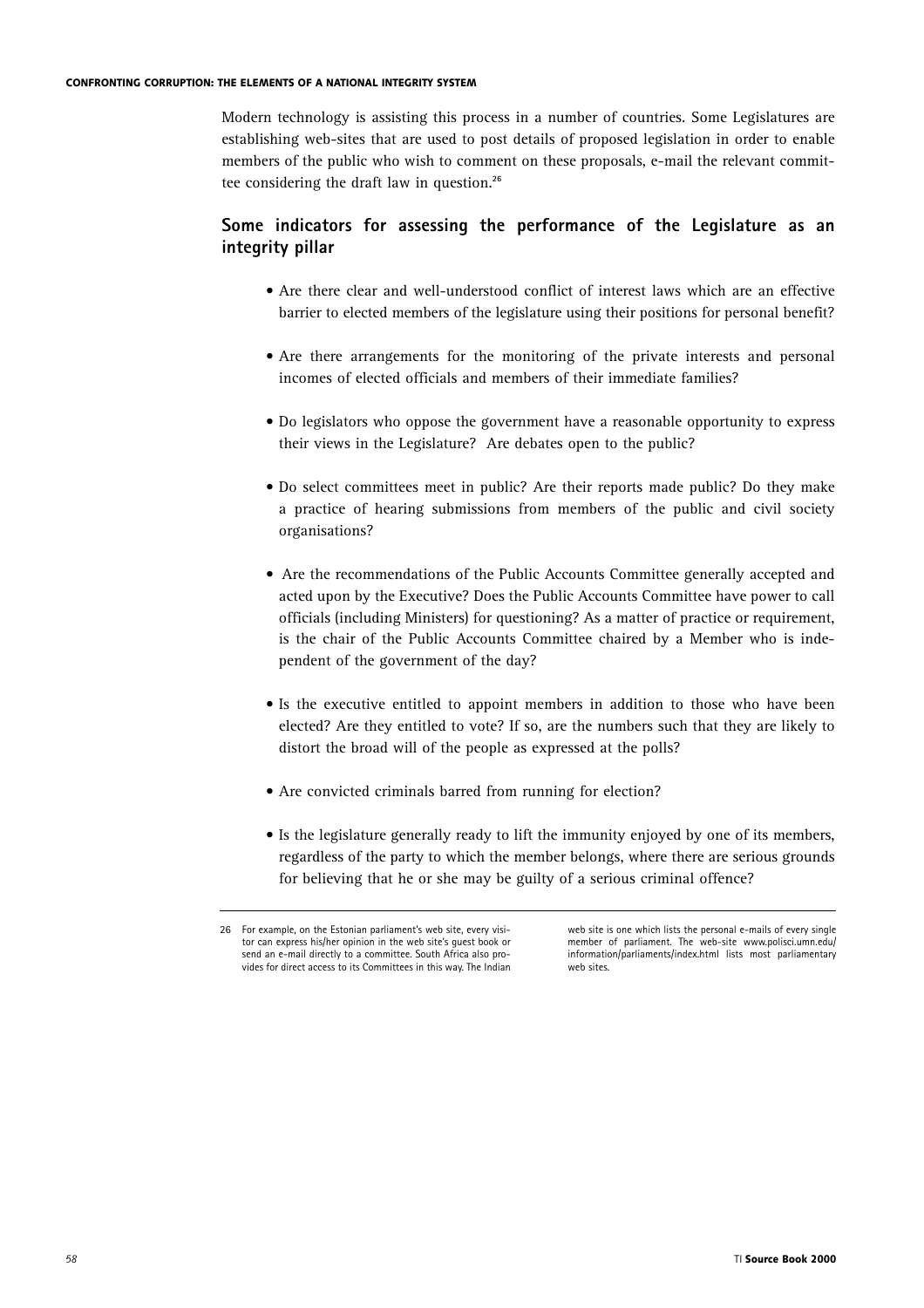Modern technology is assisting this process in a number of countries. Some Legislatures are establishing web-sites that are used to post details of proposed legislation in order to enable members of the public who wish to comment on these proposals, e-mail the relevant committee considering the draft law in question.[26]

## Some indicators for assessing the performance of the Legislature as an integrity pillar

- Are there clear and well-understood conflict of interest laws which are an effective barrier to elected members of the legislature using their positions for personal benefit?
- Are there arrangements for the monitoring of the private interests and personal incomes of elected officials and members of their immediate families?
- Do legislators who oppose the government have a reasonable opportunity to express their views in the Legislature? Are debates open to the public?
- Do select committees meet in public? Are their reports made public? Do they make a practice of hearing submissions from members of the public and civil society organisations?
- Are the recommendations of the Public Accounts Committee generally accepted and acted upon by the Executive? Does the Public Accounts Committee have power to call officials (including Ministers) for questioning? As a matter of practice or requirement, is the chair of the Public Accounts Committee chaired by a Member who is independent of the government of the day?
- Is the executive entitled to appoint members in addition to those who have been elected? Are they entitled to vote? If so, are the numbers such that they are likely to distort the broad will of the people as expressed at the polls?
- Are convicted criminals barred from running for election?
- Is the legislature generally ready to lift the immunity enjoyed by one of its members, regardless of the party to which the member belongs, where there are serious grounds for believing that he or she may be guilty of a serious criminal offence?

---

26 For example, on the Estonian parliament's web site, every visitor can express his/her opinion in the web site's guest book or send an e-mail directly to a committee. South Africa also provides for direct access to its Committees in this way. The Indian web site is one which lists the personal e-mails of every single member of parliament. The web-site www.polisci.umn.edu/information/parliaments/index.html lists most parliamentary web sites.